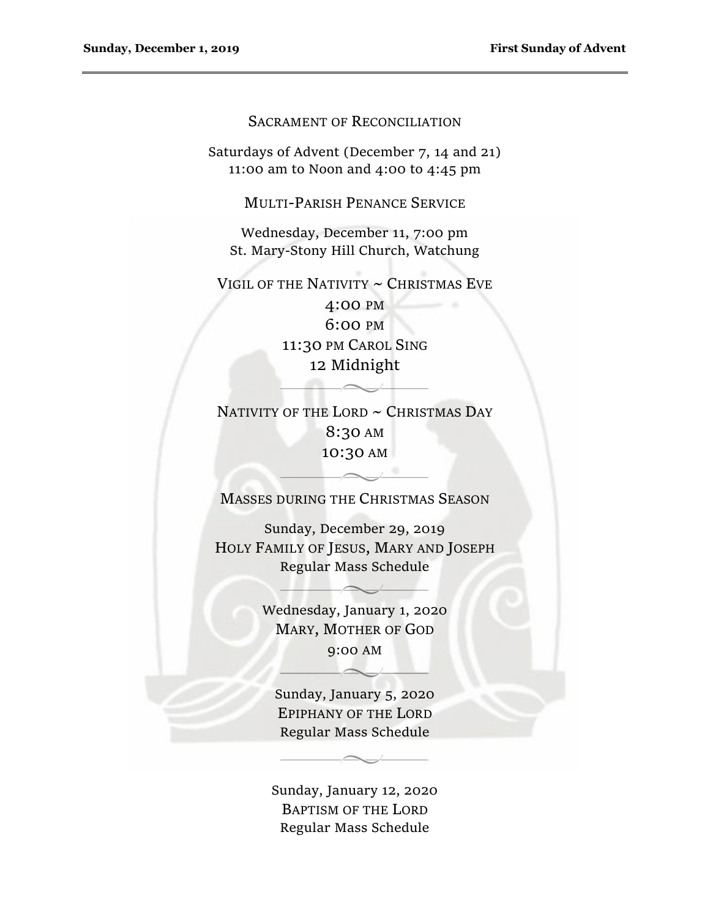## Sacrament of Reconciliation

Saturdays of Advent (December 7, 14 and 21)
11:00 am to Noon and 4:00 to 4:45 pm

## Multi-Parish Penance Service

Wednesday, December 11, 7:00 pm
St. Mary-Stony Hill Church, Watchung

## Vigil of the Nativity ~ Christmas Eve

4:00 pm
6:00 pm
11:30 pm Carol Sing
12 Midnight

## Nativity of the Lord ~ Christmas Day

8:30 am
10:30 am

## Masses during the Christmas Season

Sunday, December 29, 2019
Holy Family of Jesus, Mary and Joseph
Regular Mass Schedule

Wednesday, January 1, 2020
Mary, Mother of God
9:00 am

Sunday, January 5, 2020
Epiphany of the Lord
Regular Mass Schedule

Sunday, January 12, 2020
Baptism of the Lord
Regular Mass Schedule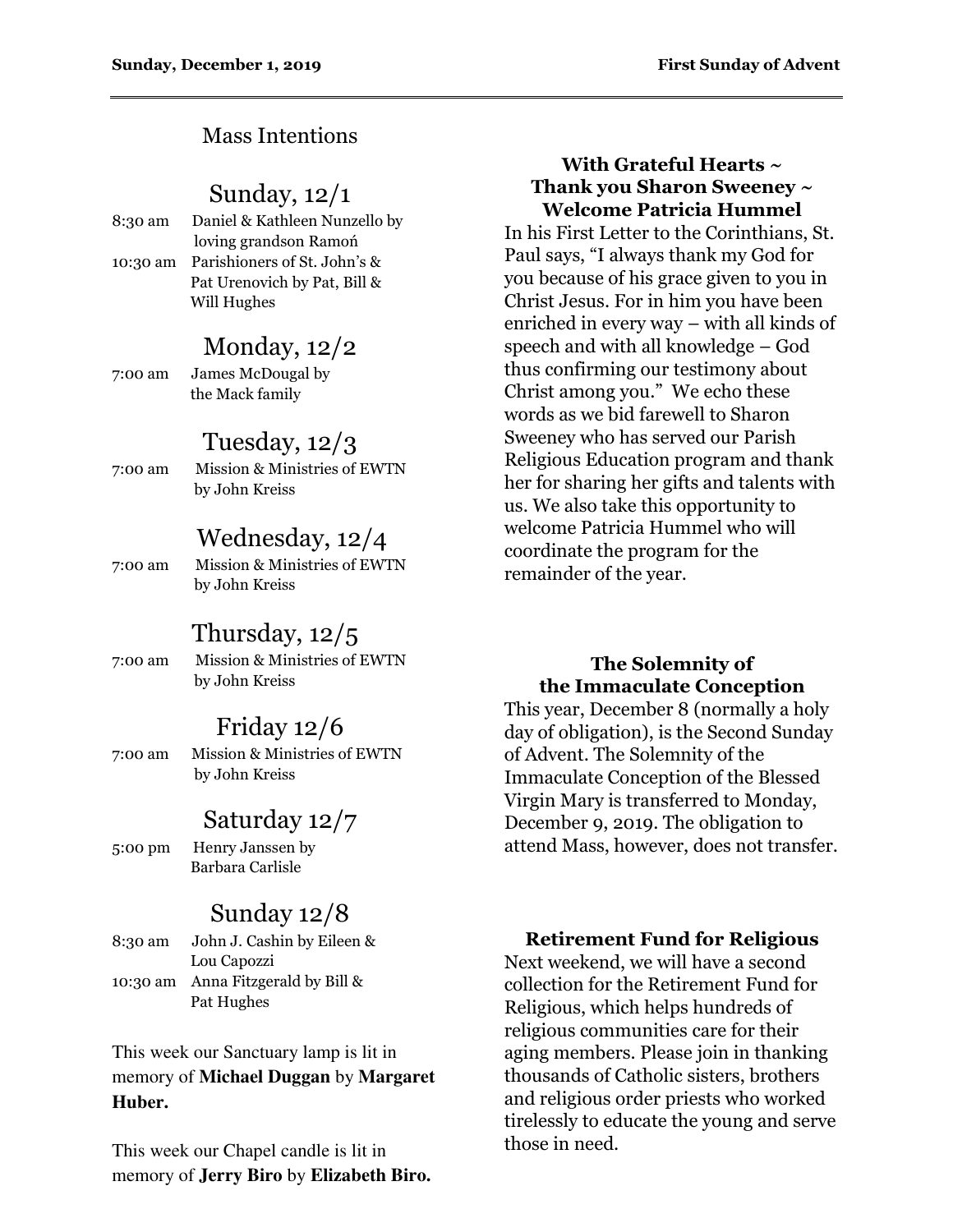## Mass Intentions

### Sunday, 12/1

8:30 am Daniel & Kathleen Nunzello by loving grandson Ramoń

10:30 am Parishioners of St. John's & Pat Urenovich by Pat, Bill & Will Hughes

### Monday, 12/2

7:00 am James McDougal by the Mack family

### Tuesday, 12/3

7:00 am Mission & Ministries of EWTN by John Kreiss

### Wednesday, 12/4

7:00 am Mission & Ministries of EWTN by John Kreiss

### Thursday, 12/5

7:00 am Mission & Ministries of EWTN by John Kreiss

### Friday 12/6

7:00 am Mission & Ministries of EWTN by John Kreiss

### Saturday 12/7

5:00 pm Henry Janssen by Barbara Carlisle

### Sunday 12/8

8:30 am John J. Cashin by Eileen & Lou Capozzi

10:30 am Anna Fitzgerald by Bill & Pat Hughes

This week our Sanctuary lamp is lit in memory of **Michael Duggan** by **Margaret Huber.**

This week our Chapel candle is lit in memory of **Jerry Biro** by **Elizabeth Biro.**

### With Grateful Hearts ~ Thank you Sharon Sweeney ~ Welcome Patricia Hummel

In his First Letter to the Corinthians, St. Paul says, "I always thank my God for you because of his grace given to you in Christ Jesus. For in him you have been enriched in every way – with all kinds of speech and with all knowledge – God thus confirming our testimony about Christ among you." We echo these words as we bid farewell to Sharon Sweeney who has served our Parish Religious Education program and thank her for sharing her gifts and talents with us. We also take this opportunity to welcome Patricia Hummel who will coordinate the program for the remainder of the year.

### The Solemnity of the Immaculate Conception

This year, December 8 (normally a holy day of obligation), is the Second Sunday of Advent. The Solemnity of the Immaculate Conception of the Blessed Virgin Mary is transferred to Monday, December 9, 2019. The obligation to attend Mass, however, does not transfer.

### Retirement Fund for Religious

Next weekend, we will have a second collection for the Retirement Fund for Religious, which helps hundreds of religious communities care for their aging members. Please join in thanking thousands of Catholic sisters, brothers and religious order priests who worked tirelessly to educate the young and serve those in need.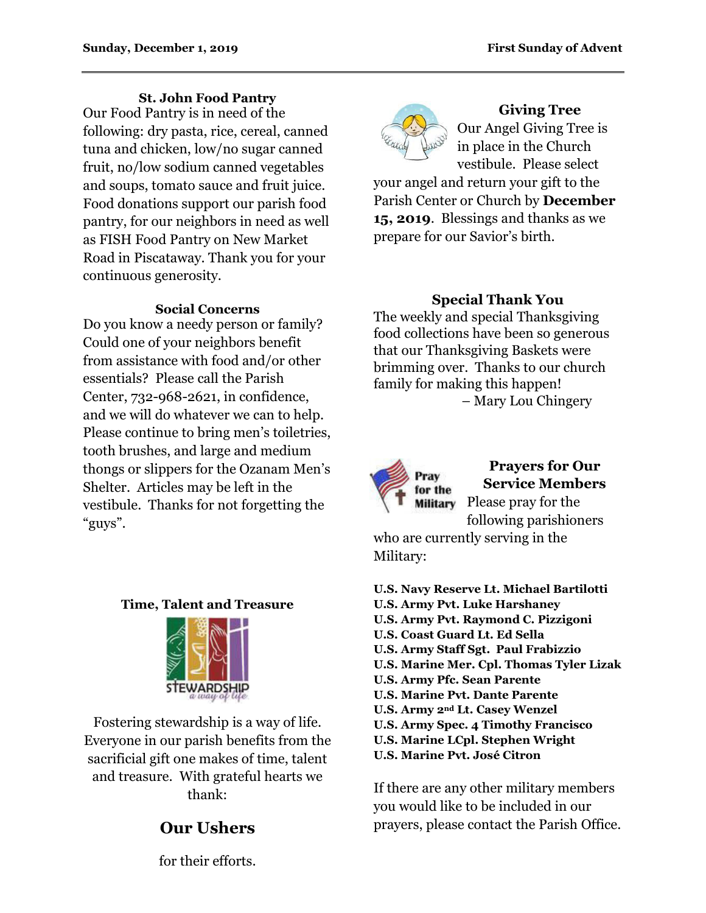## St. John Food Pantry

Our Food Pantry is in need of the following: dry pasta, rice, cereal, canned tuna and chicken, low/no sugar canned fruit, no/low sodium canned vegetables and soups, tomato sauce and fruit juice. Food donations support our parish food pantry, for our neighbors in need as well as FISH Food Pantry on New Market Road in Piscataway. Thank you for your continuous generosity.

## Social Concerns

Do you know a needy person or family? Could one of your neighbors benefit from assistance with food and/or other essentials? Please call the Parish Center, 732-968-2621, in confidence, and we will do whatever we can to help. Please continue to bring men's toiletries, tooth brushes, and large and medium thongs or slippers for the Ozanam Men's Shelter. Articles may be left in the vestibule. Thanks for not forgetting the "guys".

## Time, Talent and Treasure

STEWARDSHIP
*a way of life*

Fostering stewardship is a way of life. Everyone in our parish benefits from the sacrificial gift one makes of time, talent and treasure. With grateful hearts we thank:

## Our Ushers

for their efforts.

## Giving Tree

Our Angel Giving Tree is in place in the Church vestibule. Please select your angel and return your gift to the Parish Center or Church by **December 15, 2019**. Blessings and thanks as we prepare for our Savior's birth.

## Special Thank You

The weekly and special Thanksgiving food collections have been so generous that our Thanksgiving Baskets were brimming over. Thanks to our church family for making this happen!

– Mary Lou Chingery

## Prayers for Our Service Members

Pray for the Military

Please pray for the following parishioners who are currently serving in the Military:

**U.S. Navy Reserve Lt. Michael Bartilotti**
**U.S. Army Pvt. Luke Harshaney**
**U.S. Army Pvt. Raymond C. Pizzigoni**
**U.S. Coast Guard Lt. Ed Sella**
**U.S. Army Staff Sgt. Paul Frabizzio**
**U.S. Marine Mer. Cpl. Thomas Tyler Lizak**
**U.S. Army Pfc. Sean Parente**
**U.S. Marine Pvt. Dante Parente**
**U.S. Army 2nd Lt. Casey Wenzel**
**U.S. Army Spec. 4 Timothy Francisco**
**U.S. Marine LCpl. Stephen Wright**
**U.S. Marine Pvt. José Citron**

If there are any other military members you would like to be included in our prayers, please contact the Parish Office.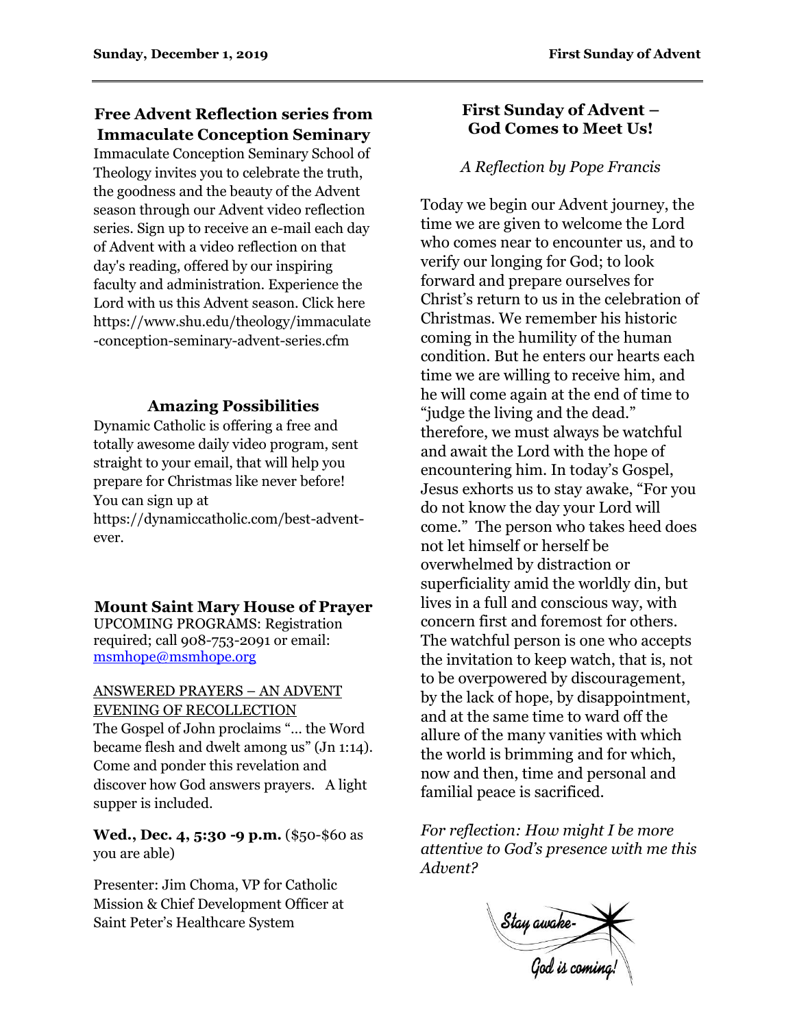## Free Advent Reflection series from Immaculate Conception Seminary

Immaculate Conception Seminary School of Theology invites you to celebrate the truth, the goodness and the beauty of the Advent season through our Advent video reflection series. Sign up to receive an e-mail each day of Advent with a video reflection on that day's reading, offered by our inspiring faculty and administration. Experience the Lord with us this Advent season. Click here https://www.shu.edu/theology/immaculate-conception-seminary-advent-series.cfm

## Amazing Possibilities

Dynamic Catholic is offering a free and totally awesome daily video program, sent straight to your email, that will help you prepare for Christmas like never before! You can sign up at https://dynamiccatholic.com/best-advent-ever.

## Mount Saint Mary House of Prayer

UPCOMING PROGRAMS: Registration required; call 908-753-2091 or email: msmhope@msmhope.org

ANSWERED PRAYERS – AN ADVENT EVENING OF RECOLLECTION

The Gospel of John proclaims "… the Word became flesh and dwelt among us" (Jn 1:14). Come and ponder this revelation and discover how God answers prayers. A light supper is included.

**Wed., Dec. 4, 5:30 -9 p.m.** ($50-$60 as you are able)

Presenter: Jim Choma, VP for Catholic Mission & Chief Development Officer at Saint Peter's Healthcare System

## First Sunday of Advent – God Comes to Meet Us!

*A Reflection by Pope Francis*

Today we begin our Advent journey, the time we are given to welcome the Lord who comes near to encounter us, and to verify our longing for God; to look forward and prepare ourselves for Christ's return to us in the celebration of Christmas. We remember his historic coming in the humility of the human condition. But he enters our hearts each time we are willing to receive him, and he will come again at the end of time to "judge the living and the dead." therefore, we must always be watchful and await the Lord with the hope of encountering him. In today's Gospel, Jesus exhorts us to stay awake, "For you do not know the day your Lord will come." The person who takes heed does not let himself or herself be overwhelmed by distraction or superficiality amid the worldly din, but lives in a full and conscious way, with concern first and foremost for others. The watchful person is one who accepts the invitation to keep watch, that is, not to be overpowered by discouragement, by the lack of hope, by disappointment, and at the same time to ward off the allure of the many vanities with which the world is brimming and for which, now and then, time and personal and familial peace is sacrificed.

*For reflection: How might I be more attentive to God's presence with me this Advent?*

Stay awake-
God is coming!